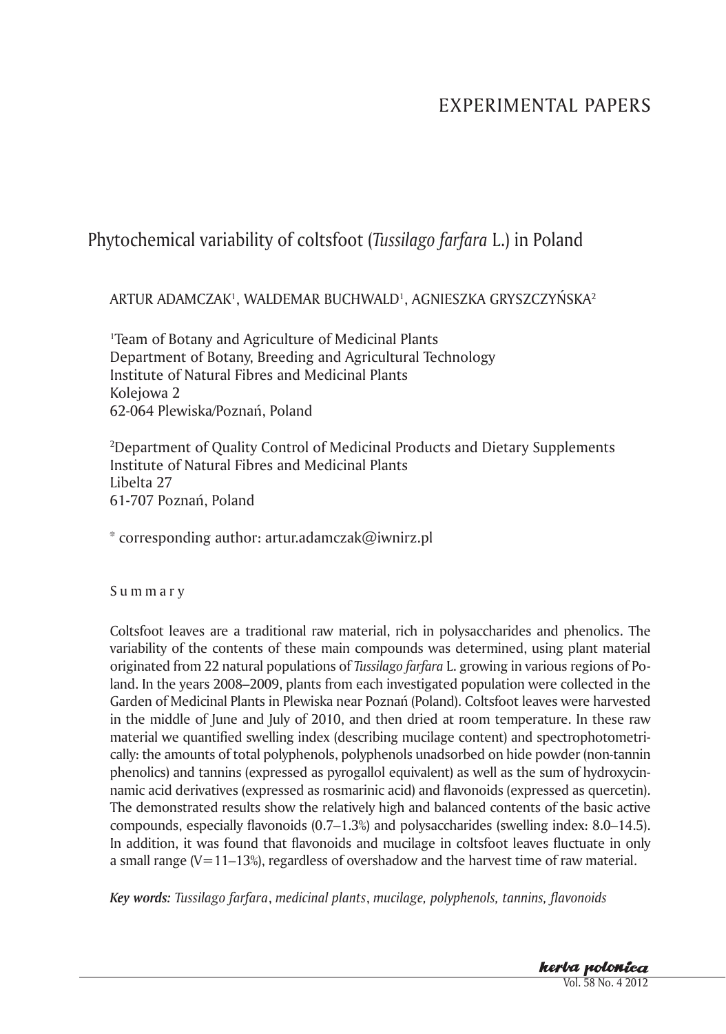EXPERIMENTAL PAPERS

# Phytochemical variability of coltsfoot (*Tussilago farfara* L.) in Poland

ARTUR ADAMCZAK[1], WALDEMAR BUCHWALD[1], AGNIESZKA GRYSZCZYŃSKA[2]

[1]Team of Botany and Agriculture of Medicinal Plants
Department of Botany, Breeding and Agricultural Technology
Institute of Natural Fibres and Medicinal Plants
Kolejowa 2
62-064 Plewiska/Poznań, Poland

[2]Department of Quality Control of Medicinal Products and Dietary Supplements
Institute of Natural Fibres and Medicinal Plants
Libelta 27
61-707 Poznań, Poland

[*] corresponding author: artur.adamczak@iwnirz.pl

## Summary

Coltsfoot leaves are a traditional raw material, rich in polysaccharides and phenolics. The variability of the contents of these main compounds was determined, using plant material originated from 22 natural populations of *Tussilago farfara* L. growing in various regions of Poland. In the years 2008–2009, plants from each investigated population were collected in the Garden of Medicinal Plants in Plewiska near Poznań (Poland). Coltsfoot leaves were harvested in the middle of June and July of 2010, and then dried at room temperature. In these raw material we quantified swelling index (describing mucilage content) and spectrophotometrically: the amounts of total polyphenols, polyphenols unadsorbed on hide powder (non-tannin phenolics) and tannins (expressed as pyrogallol equivalent) as well as the sum of hydroxycinnamic acid derivatives (expressed as rosmarinic acid) and flavonoids (expressed as quercetin). The demonstrated results show the relatively high and balanced contents of the basic active compounds, especially flavonoids (0.7–1.3%) and polysaccharides (swelling index: 8.0–14.5). In addition, it was found that flavonoids and mucilage in coltsfoot leaves fluctuate in only a small range (V=11–13%), regardless of overshadow and the harvest time of raw material.

***Key words:*** *Tussilago farfara*, *medicinal plants*, *mucilage, polyphenols, tannins, flavonoids*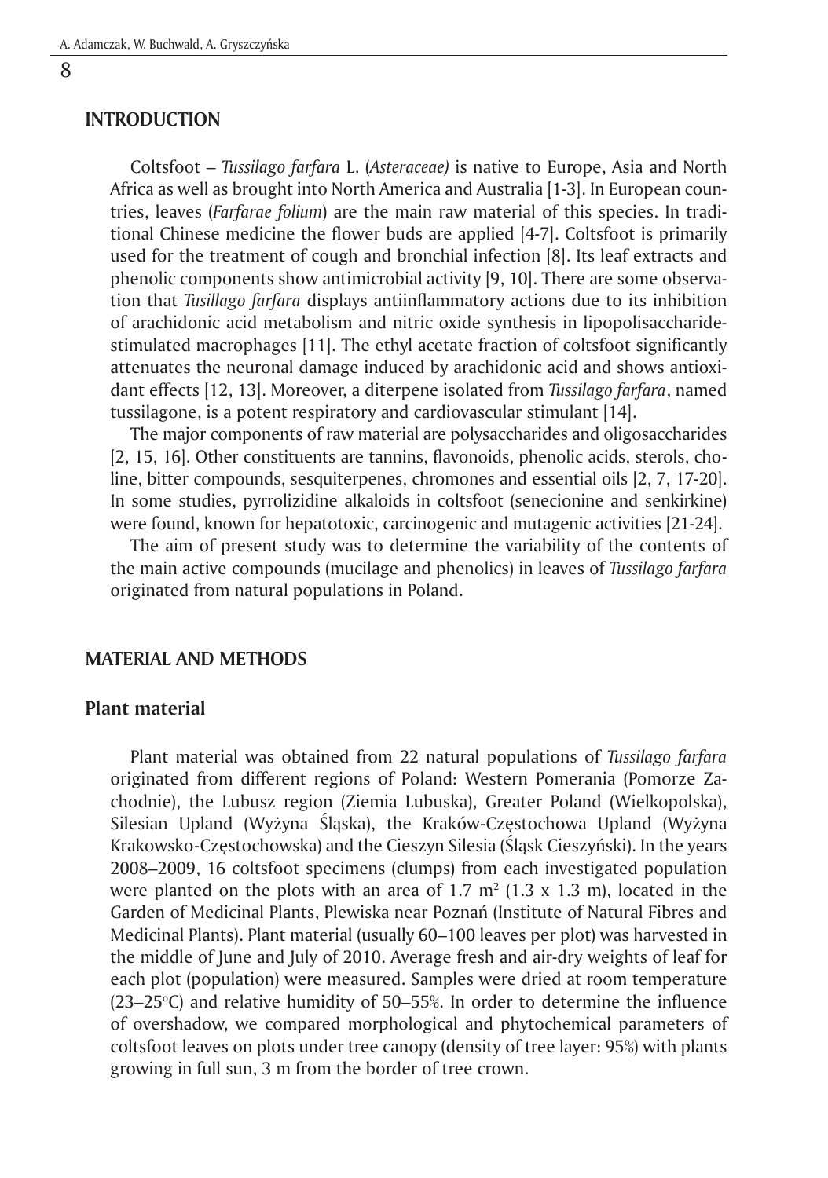## INTRODUCTION

Coltsfoot – *Tussilago farfara* L. (*Asteraceae)* is native to Europe, Asia and North Africa as well as brought into North America and Australia [1-3]. In European countries, leaves (*Farfarae folium*) are the main raw material of this species. In traditional Chinese medicine the flower buds are applied [4-7]. Coltsfoot is primarily used for the treatment of cough and bronchial infection [8]. Its leaf extracts and phenolic components show antimicrobial activity [9, 10]. There are some observation that *Tusillago farfara* displays antiinflammatory actions due to its inhibition of arachidonic acid metabolism and nitric oxide synthesis in lipopolisaccharide-stimulated macrophages [11]. The ethyl acetate fraction of coltsfoot significantly attenuates the neuronal damage induced by arachidonic acid and shows antioxidant effects [12, 13]. Moreover, a diterpene isolated from *Tussilago farfara*, named tussilagone, is a potent respiratory and cardiovascular stimulant [14].

The major components of raw material are polysaccharides and oligosaccharides [2, 15, 16]. Other constituents are tannins, flavonoids, phenolic acids, sterols, choline, bitter compounds, sesquiterpenes, chromones and essential oils [2, 7, 17-20]. In some studies, pyrrolizidine alkaloids in coltsfoot (senecionine and senkirkine) were found, known for hepatotoxic, carcinogenic and mutagenic activities [21-24].

The aim of present study was to determine the variability of the contents of the main active compounds (mucilage and phenolics) in leaves of *Tussilago farfara* originated from natural populations in Poland.

## MATERIAL AND METHODS

### Plant material

Plant material was obtained from 22 natural populations of *Tussilago farfara* originated from different regions of Poland: Western Pomerania (Pomorze Zachodnie), the Lubusz region (Ziemia Lubuska), Greater Poland (Wielkopolska), Silesian Upland (Wyżyna Śląska), the Kraków-Częstochowa Upland (Wyżyna Krakowsko-Częstochowska) and the Cieszyn Silesia (Śląsk Cieszyński). In the years 2008–2009, 16 coltsfoot specimens (clumps) from each investigated population were planted on the plots with an area of 1.7 $m^2$ (1.3 x 1.3 m), located in the Garden of Medicinal Plants, Plewiska near Poznań (Institute of Natural Fibres and Medicinal Plants). Plant material (usually 60–100 leaves per plot) was harvested in the middle of June and July of 2010. Average fresh and air-dry weights of leaf for each plot (population) were measured. Samples were dried at room temperature (23–25°C) and relative humidity of 50–55%. In order to determine the influence of overshadow, we compared morphological and phytochemical parameters of coltsfoot leaves on plots under tree canopy (density of tree layer: 95%) with plants growing in full sun, 3 m from the border of tree crown.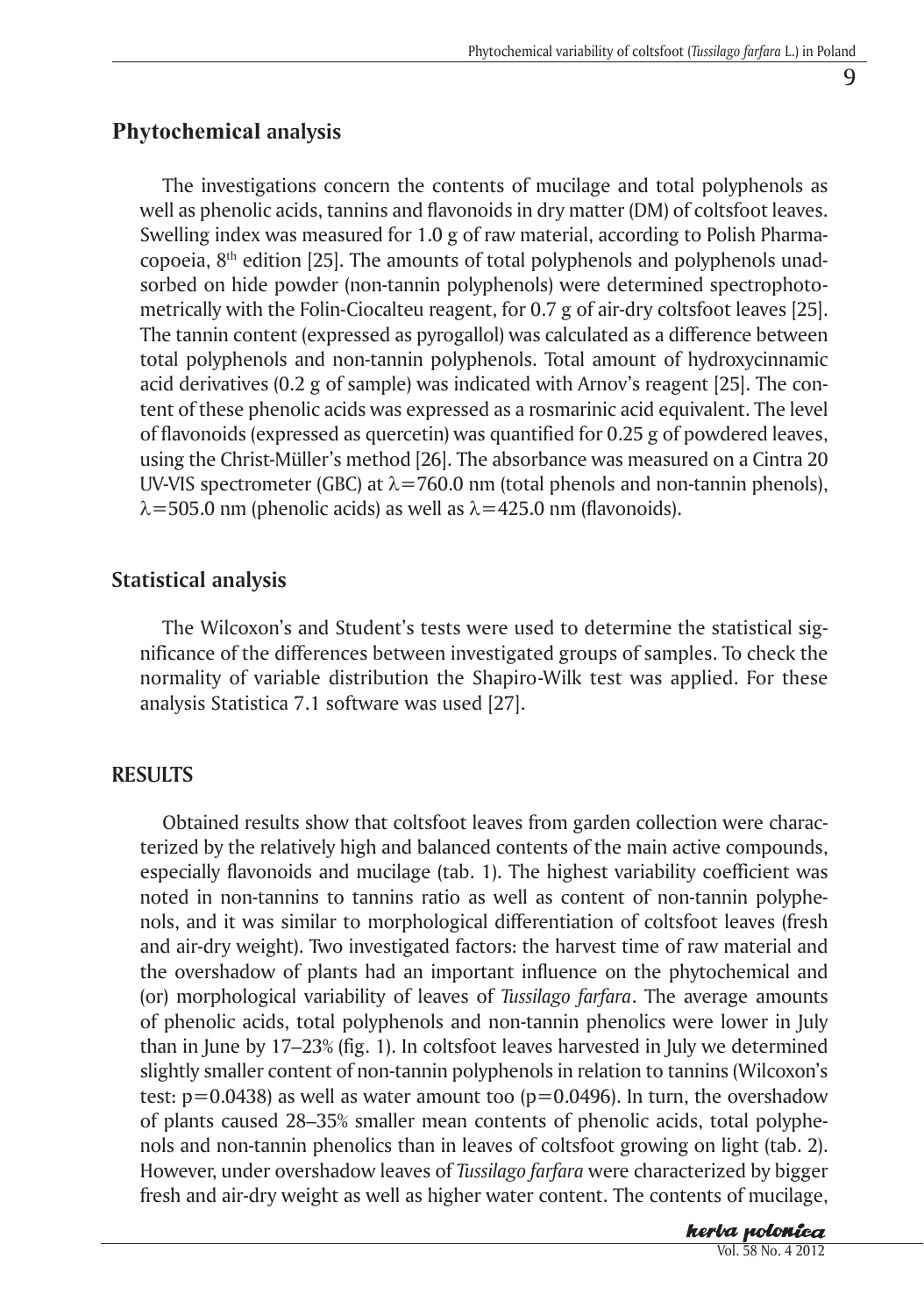## Phytochemical analysis

The investigations concern the contents of mucilage and total polyphenols as well as phenolic acids, tannins and flavonoids in dry matter (DM) of coltsfoot leaves. Swelling index was measured for 1.0 g of raw material, according to Polish Pharmacopoeia, 8th edition [25]. The amounts of total polyphenols and polyphenols unadsorbed on hide powder (non-tannin polyphenols) were determined spectrophotometrically with the Folin-Ciocalteu reagent, for 0.7 g of air-dry coltsfoot leaves [25]. The tannin content (expressed as pyrogallol) was calculated as a difference between total polyphenols and non-tannin polyphenols. Total amount of hydroxycinnamic acid derivatives (0.2 g of sample) was indicated with Arnov's reagent [25]. The content of these phenolic acids was expressed as a rosmarinic acid equivalent. The level of flavonoids (expressed as quercetin) was quantified for 0.25 g of powdered leaves, using the Christ-Müller's method [26]. The absorbance was measured on a Cintra 20 UV-VIS spectrometer (GBC) at $\lambda$=760.0 nm (total phenols and non-tannin phenols), $\lambda$=505.0 nm (phenolic acids) as well as $\lambda$=425.0 nm (flavonoids).

## Statistical analysis

The Wilcoxon's and Student's tests were used to determine the statistical significance of the differences between investigated groups of samples. To check the normality of variable distribution the Shapiro-Wilk test was applied. For these analysis Statistica 7.1 software was used [27].

## RESULTS

Obtained results show that coltsfoot leaves from garden collection were characterized by the relatively high and balanced contents of the main active compounds, especially flavonoids and mucilage (tab. 1). The highest variability coefficient was noted in non-tannins to tannins ratio as well as content of non-tannin polyphenols, and it was similar to morphological differentiation of coltsfoot leaves (fresh and air-dry weight). Two investigated factors: the harvest time of raw material and the overshadow of plants had an important influence on the phytochemical and (or) morphological variability of leaves of *Tussilago farfara*. The average amounts of phenolic acids, total polyphenols and non-tannin phenolics were lower in July than in June by 17–23% (fig. 1). In coltsfoot leaves harvested in July we determined slightly smaller content of non-tannin polyphenols in relation to tannins (Wilcoxon's test: $p=0.0438$) as well as water amount too ($p=0.0496$). In turn, the overshadow of plants caused 28–35% smaller mean contents of phenolic acids, total polyphenols and non-tannin phenolics than in leaves of coltsfoot growing on light (tab. 2). However, under overshadow leaves of *Tussilago farfara* were characterized by bigger fresh and air-dry weight as well as higher water content. The contents of mucilage,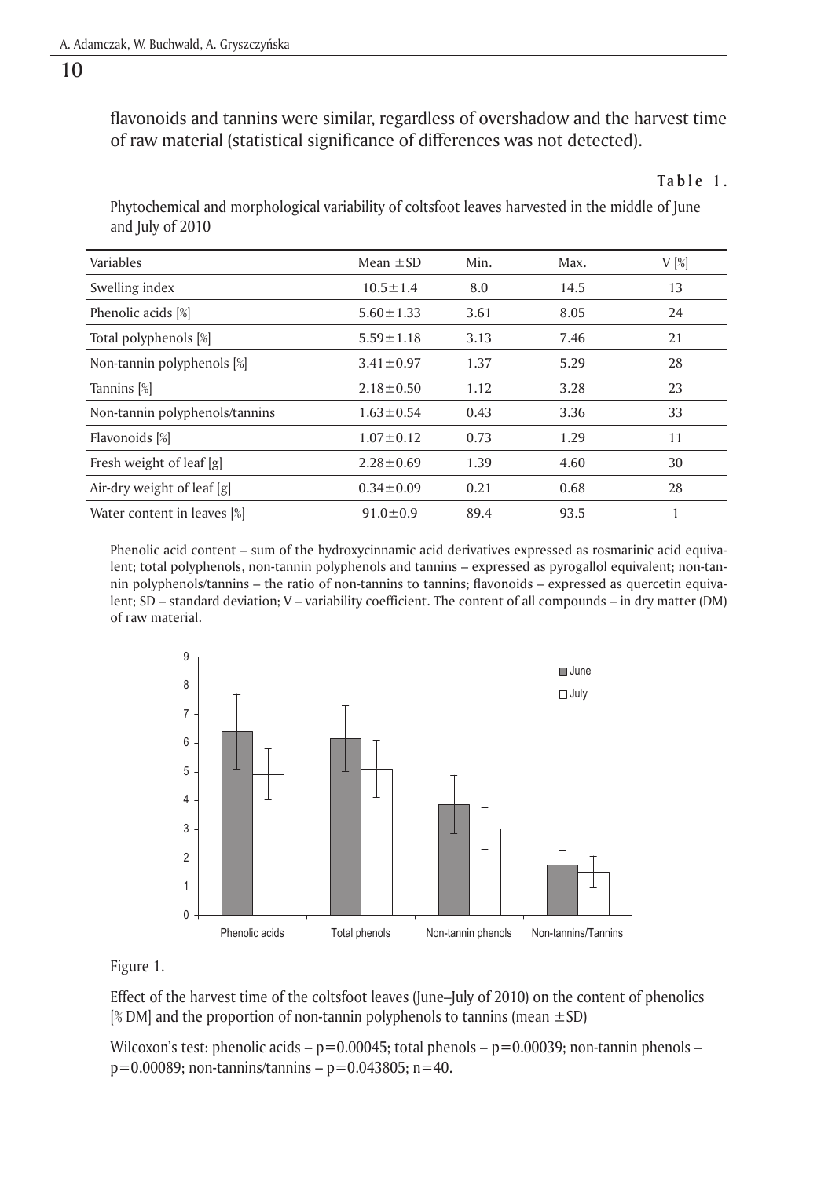flavonoids and tannins were similar, regardless of overshadow and the harvest time of raw material (statistical significance of differences was not detected).

**Table 1.**

Phytochemical and morphological variability of coltsfoot leaves harvested in the middle of June and July of 2010

| Variables | Mean ±SD | Min. | Max. | V [%] |
|---|---|---|---|---|
| Swelling index | 10.5±1.4 | 8.0 | 14.5 | 13 |
| Phenolic acids [%] | 5.60±1.33 | 3.61 | 8.05 | 24 |
| Total polyphenols [%] | 5.59±1.18 | 3.13 | 7.46 | 21 |
| Non-tannin polyphenols [%] | 3.41±0.97 | 1.37 | 5.29 | 28 |
| Tannins [%] | 2.18±0.50 | 1.12 | 3.28 | 23 |
| Non-tannin polyphenols/tannins | 1.63±0.54 | 0.43 | 3.36 | 33 |
| Flavonoids [%] | 1.07±0.12 | 0.73 | 1.29 | 11 |
| Fresh weight of leaf [g] | 2.28±0.69 | 1.39 | 4.60 | 30 |
| Air-dry weight of leaf [g] | 0.34±0.09 | 0.21 | 0.68 | 28 |
| Water content in leaves [%] | 91.0±0.9 | 89.4 | 93.5 | 1 |

Phenolic acid content – sum of the hydroxycinnamic acid derivatives expressed as rosmarinic acid equivalent; total polyphenols, non-tannin polyphenols and tannins – expressed as pyrogallol equivalent; non-tannin polyphenols/tannins – the ratio of non-tannins to tannins; flavonoids – expressed as quercetin equivalent; SD – standard deviation; V – variability coefficient. The content of all compounds – in dry matter (DM) of raw material.

Figure 1.

Effect of the harvest time of the coltsfoot leaves (June–July of 2010) on the content of phenolics [% DM] and the proportion of non-tannin polyphenols to tannins (mean ±SD)

Wilcoxon's test: phenolic acids – $p=0.00045$; total phenols – $p=0.00039$; non-tannin phenols – $p=0.00089$; non-tannins/tannins – $p=0.043805$; $n=40$.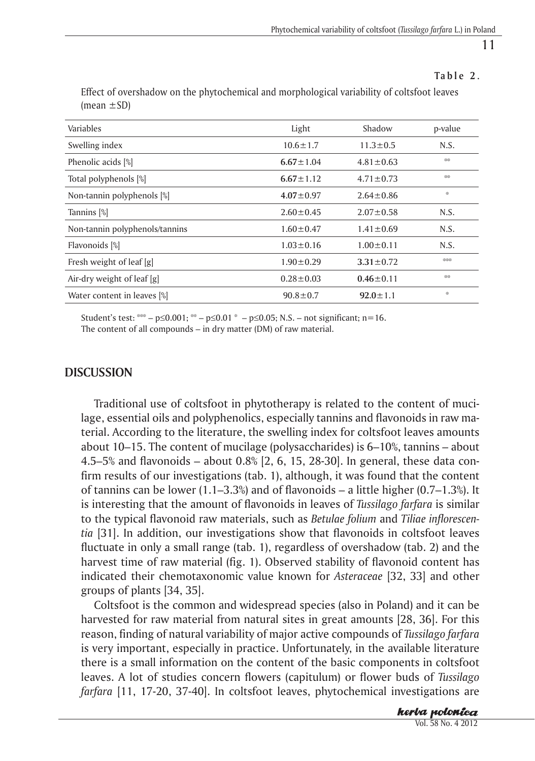**Table 2.**

Effect of overshadow on the phytochemical and morphological variability of coltsfoot leaves (mean ±SD)

| Variables | Light | Shadow | p-value |
|---|---|---|---|
| Swelling index | 10.6±1.7 | 11.3±0.5 | N.S. |
| Phenolic acids [%] | **6.67**±1.04 | 4.81±0.63 | ** |
| Total polyphenols [%] | **6.67**±1.12 | 4.71±0.73 | ** |
| Non-tannin polyphenols [%] | **4.07**±0.97 | 2.64±0.86 | * |
| Tannins [%] | 2.60±0.45 | 2.07±0.58 | N.S. |
| Non-tannin polyphenols/tannins | 1.60±0.47 | 1.41±0.69 | N.S. |
| Flavonoids [%] | 1.03±0.16 | 1.00±0.11 | N.S. |
| Fresh weight of leaf [g] | 1.90±0.29 | **3.31**±0.72 | *** |
| Air-dry weight of leaf [g] | 0.28±0.03 | **0.46**±0.11 | ** |
| Water content in leaves [%] | 90.8±0.7 | **92.0**±1.1 | * |

Student's test: *** – p≤0.001; ** – p≤0.01 * – p≤0.05; N.S. – not significant; n=16.
The content of all compounds – in dry matter (DM) of raw material.

## DISCUSSION

Traditional use of coltsfoot in phytotherapy is related to the content of mucilage, essential oils and polyphenolics, especially tannins and flavonoids in raw material. According to the literature, the swelling index for coltsfoot leaves amounts about 10–15. The content of mucilage (polysaccharides) is 6–10%, tannins – about 4.5–5% and flavonoids – about 0.8% [2, 6, 15, 28-30]. In general, these data confirm results of our investigations (tab. 1), although, it was found that the content of tannins can be lower (1.1–3.3%) and of flavonoids – a little higher (0.7–1.3%). It is interesting that the amount of flavonoids in leaves of *Tussilago farfara* is similar to the typical flavonoid raw materials, such as *Betulae folium* and *Tiliae inflorescentia* [31]. In addition, our investigations show that flavonoids in coltsfoot leaves fluctuate in only a small range (tab. 1), regardless of overshadow (tab. 2) and the harvest time of raw material (fig. 1). Observed stability of flavonoid content has indicated their chemotaxonomic value known for *Asteraceae* [32, 33] and other groups of plants [34, 35].

Coltsfoot is the common and widespread species (also in Poland) and it can be harvested for raw material from natural sites in great amounts [28, 36]. For this reason, finding of natural variability of major active compounds of *Tussilago farfara* is very important, especially in practice. Unfortunately, in the available literature there is a small information on the content of the basic components in coltsfoot leaves. A lot of studies concern flowers (capitulum) or flower buds of *Tussilago farfara* [11, 17-20, 37-40]. In coltsfoot leaves, phytochemical investigations are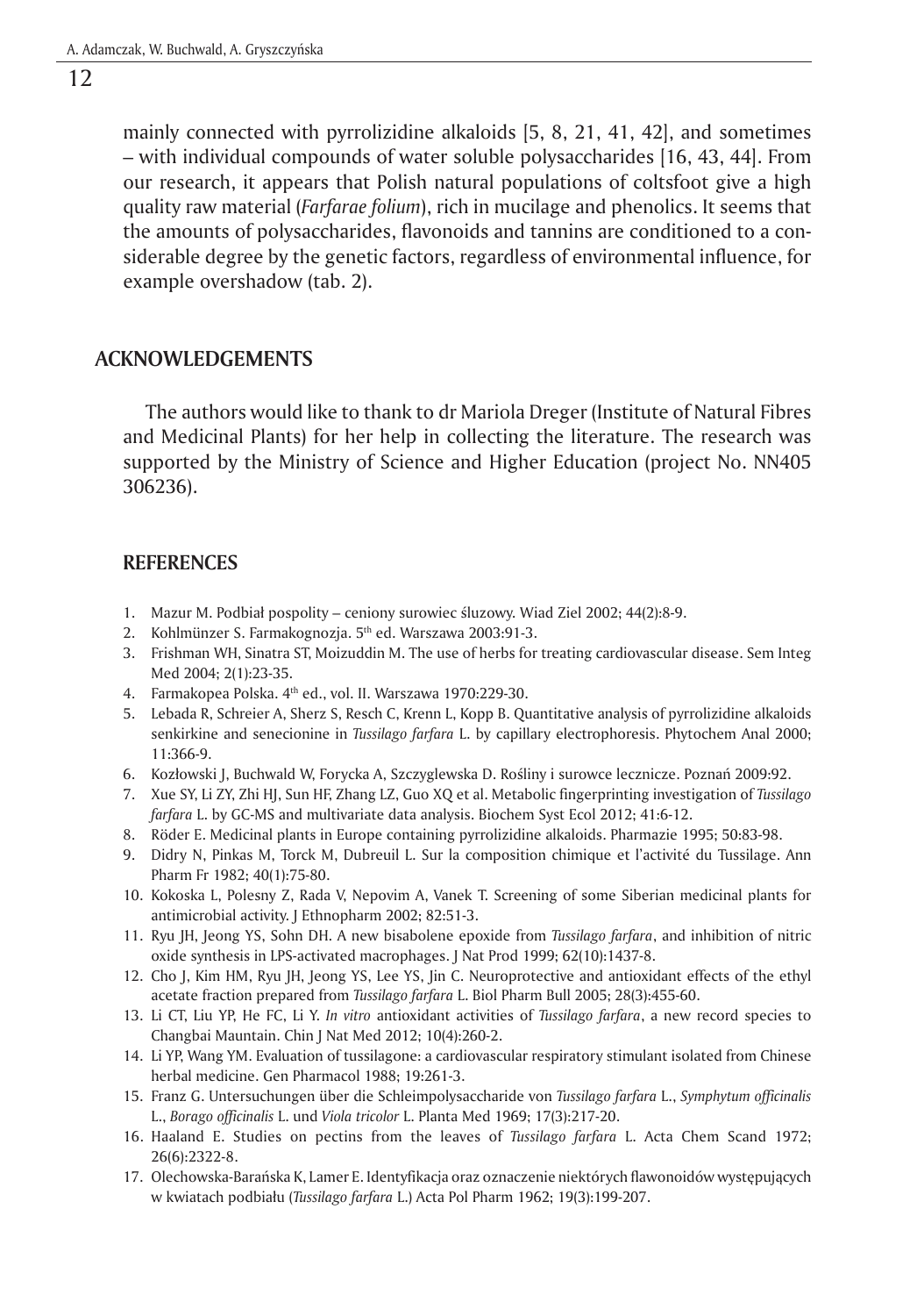mainly connected with pyrrolizidine alkaloids [5, 8, 21, 41, 42], and sometimes – with individual compounds of water soluble polysaccharides [16, 43, 44]. From our research, it appears that Polish natural populations of coltsfoot give a high quality raw material (*Farfarae folium*), rich in mucilage and phenolics. It seems that the amounts of polysaccharides, flavonoids and tannins are conditioned to a considerable degree by the genetic factors, regardless of environmental influence, for example overshadow (tab. 2).

## ACKNOWLEDGEMENTS

The authors would like to thank to dr Mariola Dreger (Institute of Natural Fibres and Medicinal Plants) for her help in collecting the literature. The research was supported by the Ministry of Science and Higher Education (project No. NN405 306236).

## REFERENCES

1. Mazur M. Podbiał pospolity – ceniony surowiec śluzowy. Wiad Ziel 2002; 44(2):8-9.
2. Kohlmünzer S. Farmakognozja. 5th ed. Warszawa 2003:91-3.
3. Frishman WH, Sinatra ST, Moizuddin M. The use of herbs for treating cardiovascular disease. Sem Integ Med 2004; 2(1):23-35.
4. Farmakopea Polska. 4th ed., vol. II. Warszawa 1970:229-30.
5. Lebada R, Schreier A, Sherz S, Resch C, Krenn L, Kopp B. Quantitative analysis of pyrrolizidine alkaloids senkirkine and senecionine in *Tussilago farfara* L. by capillary electrophoresis. Phytochem Anal 2000; 11:366-9.
6. Kozłowski J, Buchwald W, Forycka A, Szczyglewska D. Rośliny i surowce lecznicze. Poznań 2009:92.
7. Xue SY, Li ZY, Zhi HJ, Sun HF, Zhang LZ, Guo XQ et al. Metabolic fingerprinting investigation of *Tussilago farfara* L. by GC-MS and multivariate data analysis. Biochem Syst Ecol 2012; 41:6-12.
8. Röder E. Medicinal plants in Europe containing pyrrolizidine alkaloids. Pharmazie 1995; 50:83-98.
9. Didry N, Pinkas M, Torck M, Dubreuil L. Sur la composition chimique et l'activité du Tussilage. Ann Pharm Fr 1982; 40(1):75-80.
10. Kokoska L, Polesny Z, Rada V, Nepovim A, Vanek T. Screening of some Siberian medicinal plants for antimicrobial activity. J Ethnopharm 2002; 82:51-3.
11. Ryu JH, Jeong YS, Sohn DH. A new bisabolene epoxide from *Tussilago farfara*, and inhibition of nitric oxide synthesis in LPS-activated macrophages. J Nat Prod 1999; 62(10):1437-8.
12. Cho J, Kim HM, Ryu JH, Jeong YS, Lee YS, Jin C. Neuroprotective and antioxidant effects of the ethyl acetate fraction prepared from *Tussilago farfara* L. Biol Pharm Bull 2005; 28(3):455-60.
13. Li CT, Liu YP, He FC, Li Y. *In vitro* antioxidant activities of *Tussilago farfara*, a new record species to Changbai Mauntain. Chin J Nat Med 2012; 10(4):260-2.
14. Li YP, Wang YM. Evaluation of tussilagone: a cardiovascular respiratory stimulant isolated from Chinese herbal medicine. Gen Pharmacol 1988; 19:261-3.
15. Franz G. Untersuchungen über die Schleimpolysaccharide von *Tussilago farfara* L., *Symphytum officinalis* L., *Borago officinalis* L. und *Viola tricolor* L. Planta Med 1969; 17(3):217-20.
16. Haaland E. Studies on pectins from the leaves of *Tussilago farfara* L. Acta Chem Scand 1972; 26(6):2322-8.
17. Olechowska-Barańska K, Lamer E. Identyfikacja oraz oznaczenie niektórych flawonoidów występujących w kwiatach podbiału (*Tussilago farfara* L.) Acta Pol Pharm 1962; 19(3):199-207.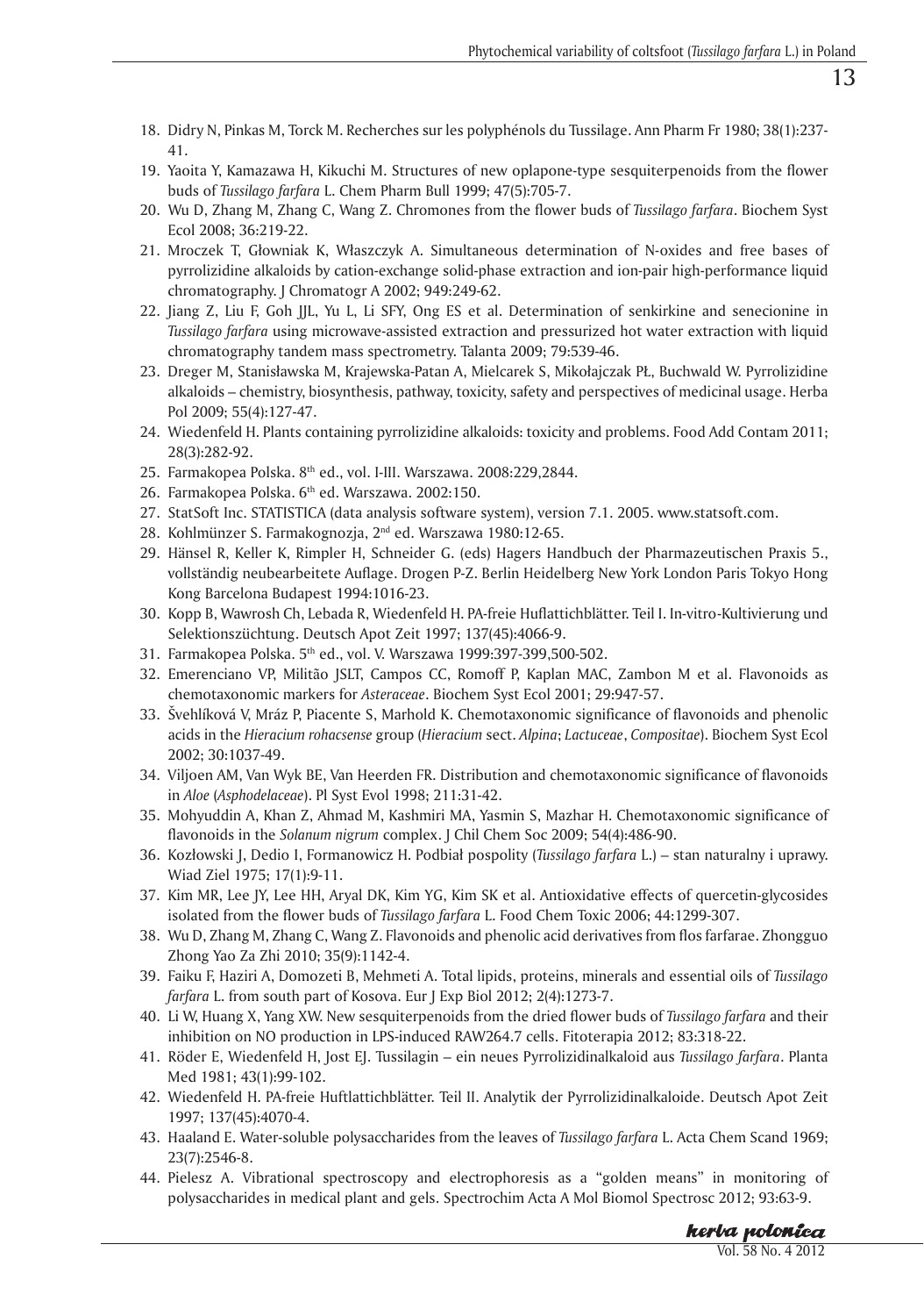18. Didry N, Pinkas M, Torck M. Recherches sur les polyphénols du Tussilage. Ann Pharm Fr 1980; 38(1):237-41.
19. Yaoita Y, Kamazawa H, Kikuchi M. Structures of new oplapone-type sesquiterpenoids from the flower buds of *Tussilago farfara* L. Chem Pharm Bull 1999; 47(5):705-7.
20. Wu D, Zhang M, Zhang C, Wang Z. Chromones from the flower buds of *Tussilago farfara*. Biochem Syst Ecol 2008; 36:219-22.
21. Mroczek T, Głowniak K, Właszczyk A. Simultaneous determination of N-oxides and free bases of pyrrolizidine alkaloids by cation-exchange solid-phase extraction and ion-pair high-performance liquid chromatography. J Chromatogr A 2002; 949:249-62.
22. Jiang Z, Liu F, Goh JJL, Yu L, Li SFY, Ong ES et al. Determination of senkirkine and senecionine in *Tussilago farfara* using microwave-assisted extraction and pressurized hot water extraction with liquid chromatography tandem mass spectrometry. Talanta 2009; 79:539-46.
23. Dreger M, Stanisławska M, Krajewska-Patan A, Mielcarek S, Mikołajczak PŁ, Buchwald W. Pyrrolizidine alkaloids – chemistry, biosynthesis, pathway, toxicity, safety and perspectives of medicinal usage. Herba Pol 2009; 55(4):127-47.
24. Wiedenfeld H. Plants containing pyrrolizidine alkaloids: toxicity and problems. Food Add Contam 2011; 28(3):282-92.
25. Farmakopea Polska. 8th ed., vol. I-III. Warszawa. 2008:229,2844.
26. Farmakopea Polska. 6th ed. Warszawa. 2002:150.
27. StatSoft Inc. STATISTICA (data analysis software system), version 7.1. 2005. www.statsoft.com.
28. Kohlmünzer S. Farmakognozja, 2nd ed. Warszawa 1980:12-65.
29. Hänsel R, Keller K, Rimpler H, Schneider G. (eds) Hagers Handbuch der Pharmazeutischen Praxis 5., vollständig neubearbeitete Auflage. Drogen P-Z. Berlin Heidelberg New York London Paris Tokyo Hong Kong Barcelona Budapest 1994:1016-23.
30. Kopp B, Wawrosh Ch, Lebada R, Wiedenfeld H. PA-freie Huflattichblätter. Teil I. In-vitro-Kultivierung und Selektionszüchtung. Deutsch Apot Zeit 1997; 137(45):4066-9.
31. Farmakopea Polska. 5th ed., vol. V. Warszawa 1999:397-399,500-502.
32. Emerenciano VP, Militão JSLT, Campos CC, Romoff P, Kaplan MAC, Zambon M et al. Flavonoids as chemotaxonomic markers for *Asteraceae*. Biochem Syst Ecol 2001; 29:947-57.
33. Švehlíková V, Mráz P, Piacente S, Marhold K. Chemotaxonomic significance of flavonoids and phenolic acids in the *Hieracium rohacsense* group (*Hieracium* sect. *Alpina*; *Lactuceae*, *Compositae*). Biochem Syst Ecol 2002; 30:1037-49.
34. Viljoen AM, Van Wyk BE, Van Heerden FR. Distribution and chemotaxonomic significance of flavonoids in *Aloe* (*Asphodelaceae*). Pl Syst Evol 1998; 211:31-42.
35. Mohyuddin A, Khan Z, Ahmad M, Kashmiri MA, Yasmin S, Mazhar H. Chemotaxonomic significance of flavonoids in the *Solanum nigrum* complex. J Chil Chem Soc 2009; 54(4):486-90.
36. Kozłowski J, Dedio I, Formanowicz H. Podbiał pospolity (*Tussilago farfara* L.) – stan naturalny i uprawy. Wiad Ziel 1975; 17(1):9-11.
37. Kim MR, Lee JY, Lee HH, Aryal DK, Kim YG, Kim SK et al. Antioxidative effects of quercetin-glycosides isolated from the flower buds of *Tussilago farfara* L. Food Chem Toxic 2006; 44:1299-307.
38. Wu D, Zhang M, Zhang C, Wang Z. Flavonoids and phenolic acid derivatives from flos farfarae. Zhongguo Zhong Yao Za Zhi 2010; 35(9):1142-4.
39. Faiku F, Haziri A, Domozeti B, Mehmeti A. Total lipids, proteins, minerals and essential oils of *Tussilago farfara* L. from south part of Kosova. Eur J Exp Biol 2012; 2(4):1273-7.
40. Li W, Huang X, Yang XW. New sesquiterpenoids from the dried flower buds of *Tussilago farfara* and their inhibition on NO production in LPS-induced RAW264.7 cells. Fitoterapia 2012; 83:318-22.
41. Röder E, Wiedenfeld H, Jost EJ. Tussilagin – ein neues Pyrrolizidinalkaloid aus *Tussilago farfara*. Planta Med 1981; 43(1):99-102.
42. Wiedenfeld H. PA-freie Huftlattichblätter. Teil II. Analytik der Pyrrolizidinalkaloide. Deutsch Apot Zeit 1997; 137(45):4070-4.
43. Haaland E. Water-soluble polysaccharides from the leaves of *Tussilago farfara* L. Acta Chem Scand 1969; 23(7):2546-8.
44. Pielesz A. Vibrational spectroscopy and electrophoresis as a “golden means” in monitoring of polysaccharides in medical plant and gels. Spectrochim Acta A Mol Biomol Spectrosc 2012; 93:63-9.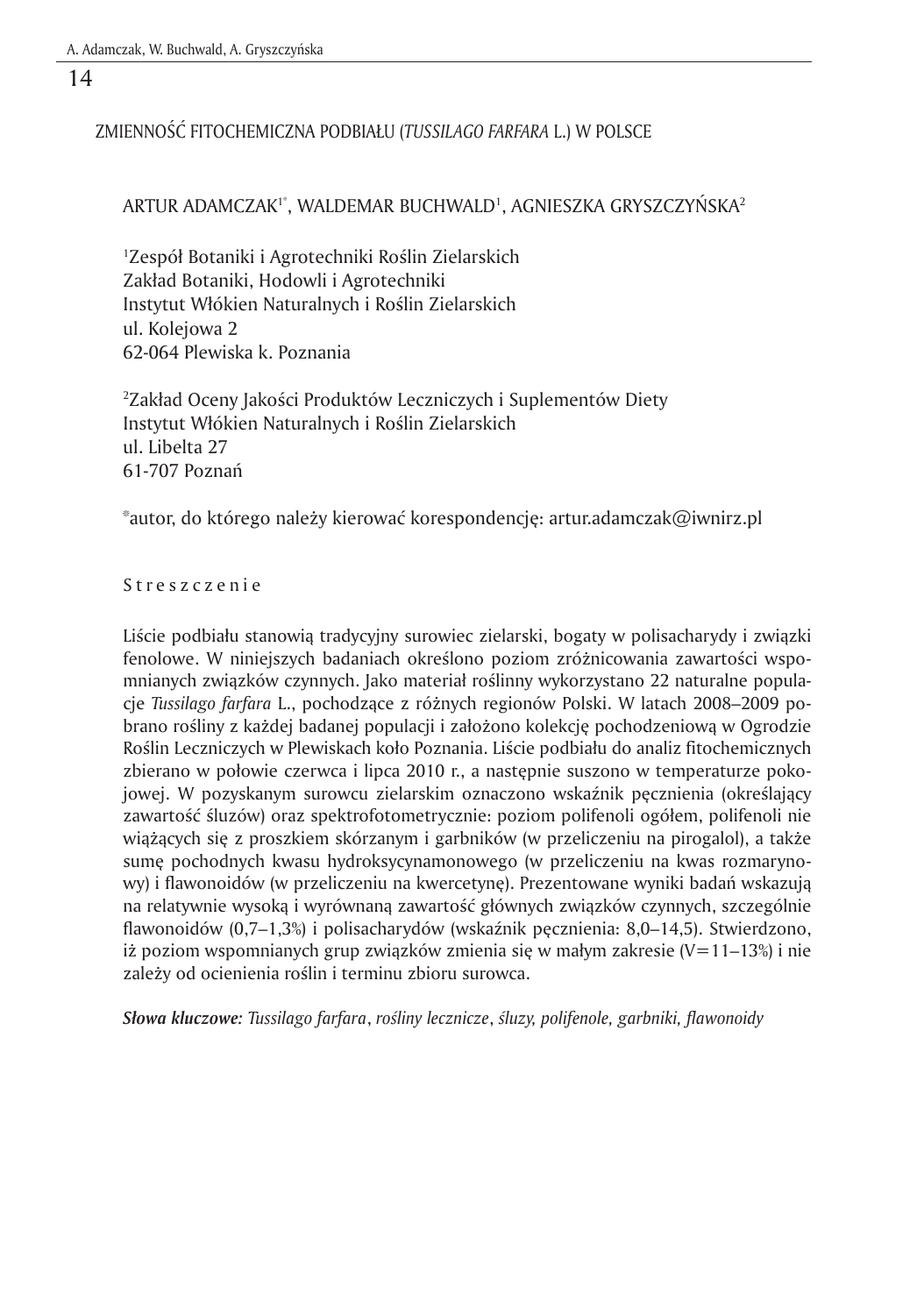# ZMIENNOŚĆ FITOCHEMICZNA PODBIAŁU (*TUSSILAGO FARFARA* L.) W POLSCE

ARTUR ADAMCZAK[1*], WALDEMAR BUCHWALD[1], AGNIESZKA GRYSZCZYŃSKA[2]

[1]Zespół Botaniki i Agrotechniki Roślin Zielarskich
Zakład Botaniki, Hodowli i Agrotechniki
Instytut Włókien Naturalnych i Roślin Zielarskich
ul. Kolejowa 2
62-064 Plewiska k. Poznania

[2]Zakład Oceny Jakości Produktów Leczniczych i Suplementów Diety
Instytut Włókien Naturalnych i Roślin Zielarskich
ul. Libelta 27
61-707 Poznań

[*]autor, do którego należy kierować korespondencję: artur.adamczak@iwnirz.pl

## Streszczenie

Liście podbiału stanowią tradycyjny surowiec zielarski, bogaty w polisacharydy i związki fenolowe. W niniejszych badaniach określono poziom zróżnicowania zawartości wspomnianych związków czynnych. Jako materiał roślinny wykorzystano 22 naturalne populacje *Tussilago farfara* L., pochodzące z różnych regionów Polski. W latach 2008–2009 pobrano rośliny z każdej badanej populacji i założono kolekcję pochodzeniową w Ogrodzie Roślin Leczniczych w Plewiskach koło Poznania. Liście podbiału do analiz fitochemicznych zbierano w połowie czerwca i lipca 2010 r., a następnie suszono w temperaturze pokojowej. W pozyskanym surowcu zielarskim oznaczono wskaźnik pęcznienia (określający zawartość śluzów) oraz spektrofotometrycznie: poziom polifenoli ogółem, polifenoli nie wiążących się z proszkiem skórzanym i garbników (w przeliczeniu na pirogalol), a także sumę pochodnych kwasu hydroksycynamonowego (w przeliczeniu na kwas rozmarynowy) i flawonoidów (w przeliczeniu na kwercetynę). Prezentowane wyniki badań wskazują na relatywnie wysoką i wyrównaną zawartość głównych związków czynnych, szczególnie flawonoidów (0,7–1,3%) i polisacharydów (wskaźnik pęcznienia: 8,0–14,5). Stwierdzono, iż poziom wspomnianych grup związków zmienia się w małym zakresie (V=11–13%) i nie zależy od ocienienia roślin i terminu zbioru surowca.

***Słowa kluczowe:*** *Tussilago farfara*, *rośliny lecznicze*, *śluzy, polifenole, garbniki, flawonoidy*